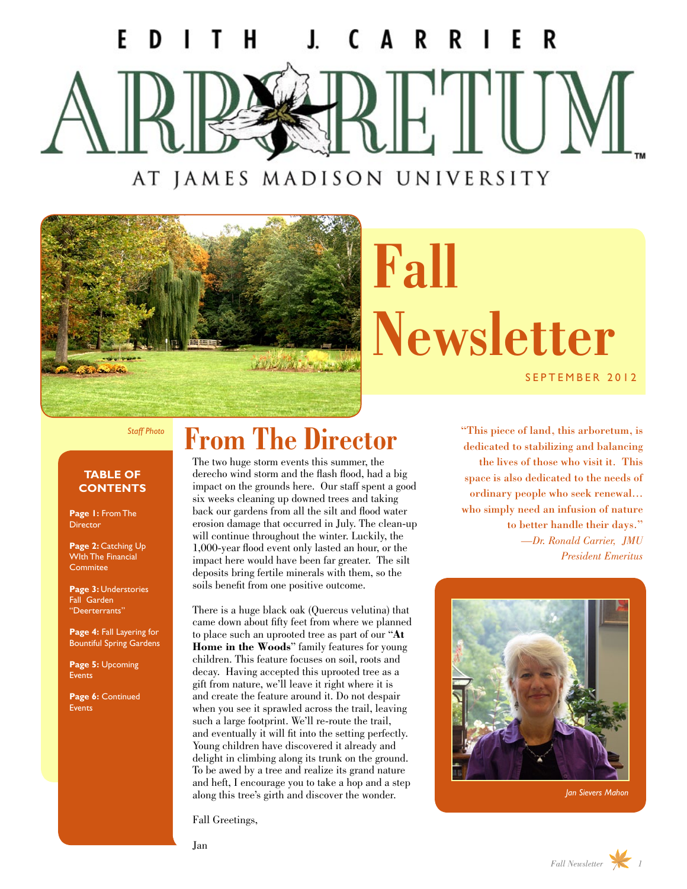# EDITH J. CARRIER ARBORETUM

AT JAMES MADISON UNIVERSITY

# Fall Newsletter

SEPTEMBER 2012

*Staff Photo*

**TABLE OF CONTENTS**

**Page 1:** From The Director

**Page 2:** Catching Up WIth The Financial Commitee

**Page 3:** Understories Fall Garden "Deerterrants"

**Page 4:** Fall Layering for Bountiful Spring Gardens

**Page 5:** Upcoming Events

**Page 6:** Continued Events

## From The Director

The two huge storm events this summer, the derecho wind storm and the flash flood, had a big impact on the grounds here. Our staff spent a good six weeks cleaning up downed trees and taking back our gardens from all the silt and flood water erosion damage that occurred in July. The clean-up will continue throughout the winter. Luckily, the 1,000-year flood event only lasted an hour, or the impact here would have been far greater. The silt deposits bring fertile minerals with them, so the soils benefit from one positive outcome.

There is a huge black oak (Quercus velutina) that came down about fifty feet from where we planned to place such an uprooted tree as part of our "**At Home in the Woods**" family features for young children. This feature focuses on soil, roots and decay. Having accepted this uprooted tree as a gift from nature, we'll leave it right where it is and create the feature around it. Do not despair when you see it sprawled across the trail, leaving such a large footprint. We'll re-route the trail, and eventually it will fit into the setting perfectly. Young children have discovered it already and delight in climbing along its trunk on the ground. To be awed by a tree and realize its grand nature and heft, I encourage you to take a hop and a step along this tree's girth and discover the wonder.

Fall Greetings,

Jan

"This piece of land, this arboretum, is dedicated to stabilizing and balancing the lives of those who visit it. This space is also dedicated to the needs of ordinary people who seek renewal… who simply need an infusion of nature to better handle their days."
*—Dr. Ronald Carrier, JMU President Emeritus*

*Jan Sievers Mahon*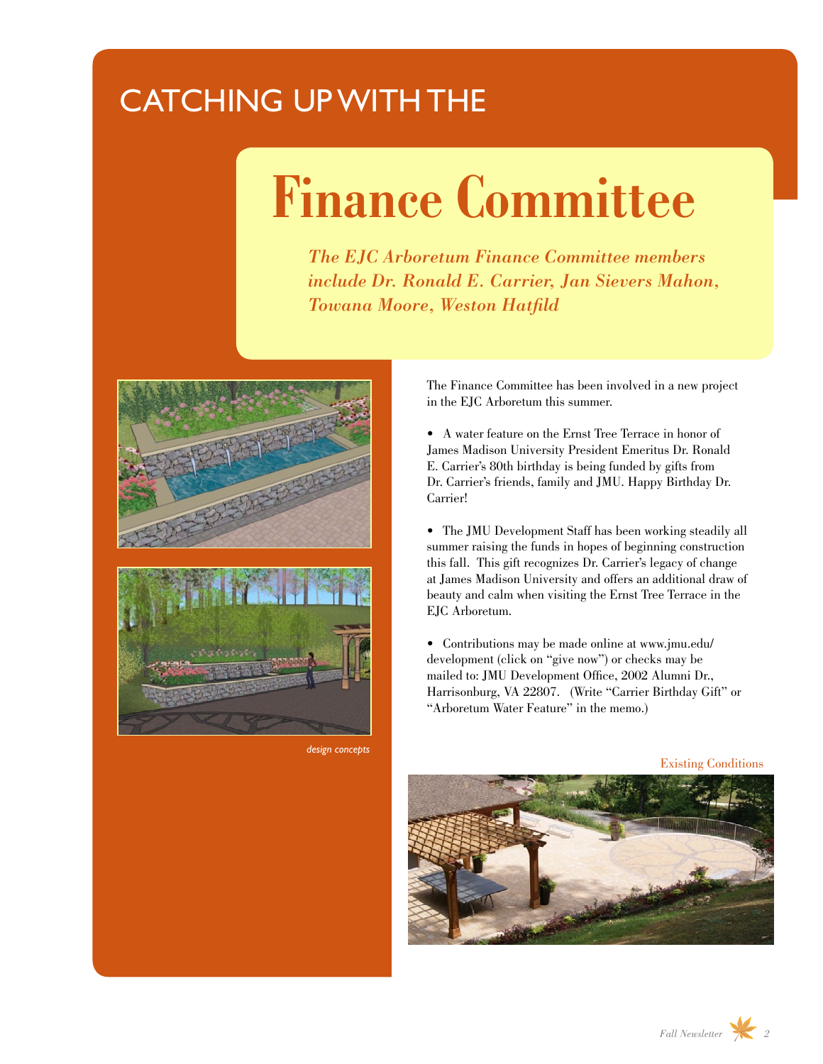CATCHING UP WITH THE

# Finance Committee

*The EJC Arboretum Finance Committee members include Dr. Ronald E. Carrier, Jan Sievers Mahon, Towana Moore, Weston Hatfild*

The Finance Committee has been involved in a new project in the EJC Arboretum this summer.

- A water feature on the Ernst Tree Terrace in honor of James Madison University President Emeritus Dr. Ronald E. Carrier's 80th birthday is being funded by gifts from Dr. Carrier's friends, family and JMU. Happy Birthday Dr. Carrier!

- The JMU Development Staff has been working steadily all summer raising the funds in hopes of beginning construction this fall. This gift recognizes Dr. Carrier's legacy of change at James Madison University and offers an additional draw of beauty and calm when visiting the Ernst Tree Terrace in the EJC Arboretum.

- Contributions may be made online at www.jmu.edu/development (click on "give now") or checks may be mailed to: JMU Development Office, 2002 Alumni Dr., Harrisonburg, VA 22807. (Write "Carrier Birthday Gift" or "Arboretum Water Feature" in the memo.)

*design concepts*

Existing Conditions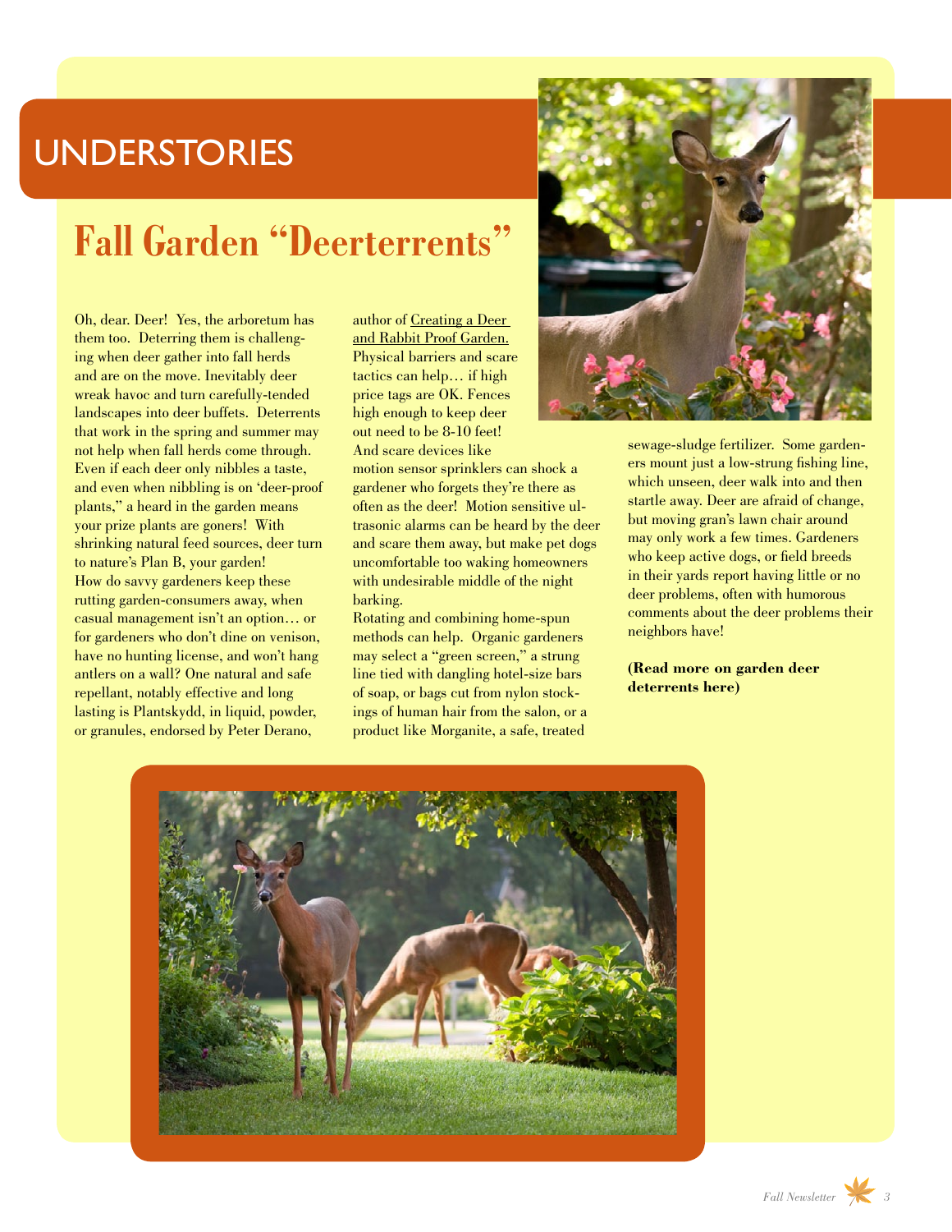# UNDERSTORIES

## Fall Garden "Deerterrents"

Oh, dear. Deer! Yes, the arboretum has them too. Deterring them is challenging when deer gather into fall herds and are on the move. Inevitably deer wreak havoc and turn carefully-tended landscapes into deer buffets. Deterrents that work in the spring and summer may not help when fall herds come through. Even if each deer only nibbles a taste, and even when nibbling is on 'deer-proof plants," a heard in the garden means your prize plants are goners! With shrinking natural feed sources, deer turn to nature's Plan B, your garden!

How do savvy gardeners keep these rutting garden-consumers away, when casual management isn't an option… or for gardeners who don't dine on venison, have no hunting license, and won't hang antlers on a wall? One natural and safe repellant, notably effective and long lasting is Plantskydd, in liquid, powder, or granules, endorsed by Peter Derano, author of Creating a Deer and Rabbit Proof Garden. Physical barriers and scare tactics can help… if high price tags are OK. Fences high enough to keep deer out need to be 8-10 feet! And scare devices like motion sensor sprinklers can shock a gardener who forgets they're there as often as the deer! Motion sensitive ultrasonic alarms can be heard by the deer and scare them away, but make pet dogs uncomfortable too waking homeowners with undesirable middle of the night barking.

Rotating and combining home-spun methods can help. Organic gardeners may select a "green screen," a strung line tied with dangling hotel-size bars of soap, or bags cut from nylon stockings of human hair from the salon, or a product like Morganite, a safe, treated sewage-sludge fertilizer. Some gardeners mount just a low-strung fishing line, which unseen, deer walk into and then startle away. Deer are afraid of change, but moving gran's lawn chair around may only work a few times. Gardeners who keep active dogs, or field breeds in their yards report having little or no deer problems, often with humorous comments about the deer problems their neighbors have!

**(Read more on garden deer deterrents here)**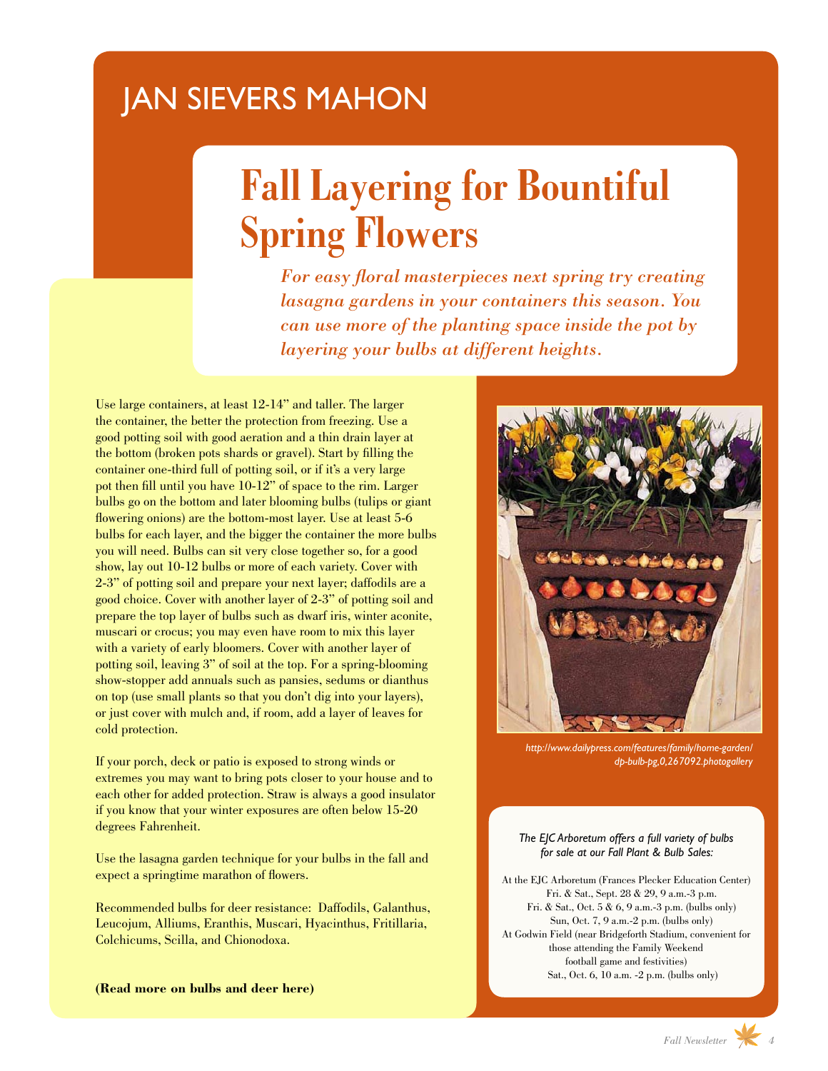# JAN SIEVERS MAHON

## Fall Layering for Bountiful Spring Flowers

*For easy floral masterpieces next spring try creating lasagna gardens in your containers this season. You can use more of the planting space inside the pot by layering your bulbs at different heights.*

Use large containers, at least 12-14" and taller. The larger the container, the better the protection from freezing. Use a good potting soil with good aeration and a thin drain layer at the bottom (broken pots shards or gravel). Start by filling the container one-third full of potting soil, or if it's a very large pot then fill until you have 10-12" of space to the rim. Larger bulbs go on the bottom and later blooming bulbs (tulips or giant flowering onions) are the bottom-most layer. Use at least 5-6 bulbs for each layer, and the bigger the container the more bulbs you will need. Bulbs can sit very close together so, for a good show, lay out 10-12 bulbs or more of each variety. Cover with 2-3" of potting soil and prepare your next layer; daffodils are a good choice. Cover with another layer of 2-3" of potting soil and prepare the top layer of bulbs such as dwarf iris, winter aconite, muscari or crocus; you may even have room to mix this layer with a variety of early bloomers. Cover with another layer of potting soil, leaving 3" of soil at the top. For a spring-blooming show-stopper add annuals such as pansies, sedums or dianthus on top (use small plants so that you don't dig into your layers), or just cover with mulch and, if room, add a layer of leaves for cold protection.

If your porch, deck or patio is exposed to strong winds or extremes you may want to bring pots closer to your house and to each other for added protection. Straw is always a good insulator if you know that your winter exposures are often below 15-20 degrees Fahrenheit.

Use the lasagna garden technique for your bulbs in the fall and expect a springtime marathon of flowers.

Recommended bulbs for deer resistance: Daffodils, Galanthus, Leucojum, Alliums, Eranthis, Muscari, Hyacinthus, Fritillaria, Colchicums, Scilla, and Chionodoxa.

**(Read more on bulbs and deer here)**

*http://www.dailypress.com/features/family/home-garden/dp-bulb-pg,0,267092.photogallery*

*The EJC Arboretum offers a full variety of bulbs for sale at our Fall Plant & Bulb Sales:*

At the EJC Arboretum (Frances Plecker Education Center)
Fri. & Sat., Sept. 28 & 29, 9 a.m.-3 p.m.
Fri. & Sat., Oct. 5 & 6, 9 a.m.-3 p.m. (bulbs only)
Sun, Oct. 7, 9 a.m.-2 p.m. (bulbs only)
At Godwin Field (near Bridgeforth Stadium, convenient for those attending the Family Weekend football game and festivities)
Sat., Oct. 6, 10 a.m. -2 p.m. (bulbs only)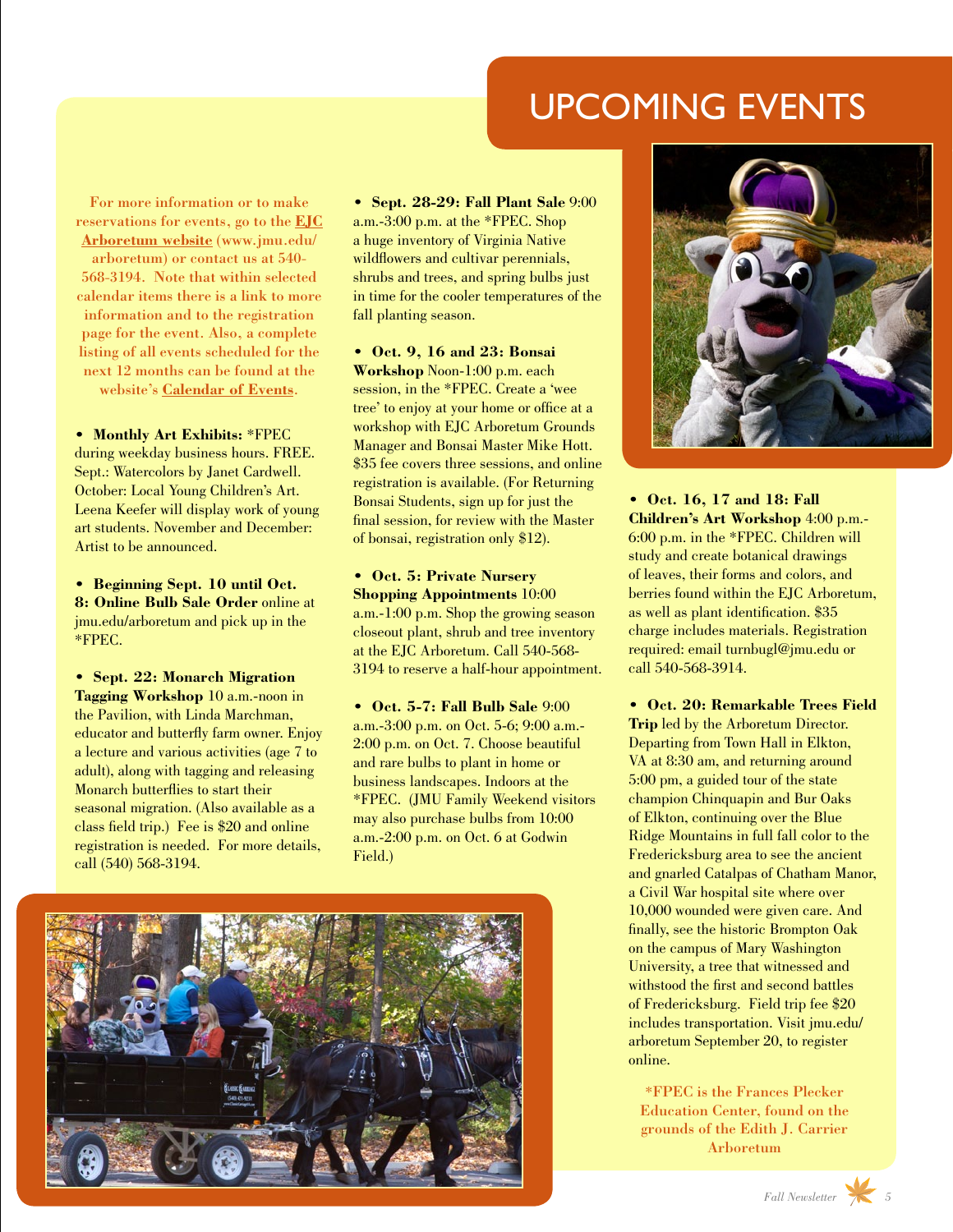# UPCOMING EVENTS

For more information or to make reservations for events, go to the [EJC Arboretum website](www.jmu.edu/arboretum) (www.jmu.edu/arboretum) or contact us at 540-568-3194. Note that within selected calendar items there is a link to more information and to the registration page for the event. Also, a complete listing of all events scheduled for the next 12 months can be found at the website's **Calendar of Events**.

- **Monthly Art Exhibits:** *FPEC during weekday business hours. FREE. Sept.: Watercolors by Janet Cardwell. October: Local Young Children's Art. Leena Keefer will display work of young art students. November and December: Artist to be announced.

- **Beginning Sept. 10 until Oct. 8: Online Bulb Sale Order** online at jmu.edu/arboretum and pick up in the *FPEC.

- **Sept. 22: Monarch Migration Tagging Workshop** 10 a.m.-noon in the Pavilion, with Linda Marchman, educator and butterfly farm owner. Enjoy a lecture and various activities (age 7 to adult), along with tagging and releasing Monarch butterflies to start their seasonal migration. (Also available as a class field trip.) Fee is $20 and online registration is needed. For more details, call (540) 568-3194.

- **Sept. 28-29: Fall Plant Sale** 9:00 a.m.-3:00 p.m. at the *FPEC. Shop a huge inventory of Virginia Native wildflowers and cultivar perennials, shrubs and trees, and spring bulbs just in time for the cooler temperatures of the fall planting season.

- **Oct. 9, 16 and 23: Bonsai Workshop** Noon-1:00 p.m. each session, in the *FPEC. Create a 'wee tree' to enjoy at your home or office at a workshop with EJC Arboretum Grounds Manager and Bonsai Master Mike Hott. $35 fee covers three sessions, and online registration is available. (For Returning Bonsai Students, sign up for just the final session, for review with the Master of bonsai, registration only $12).

- **Oct. 5: Private Nursery Shopping Appointments** 10:00 a.m.-1:00 p.m. Shop the growing season closeout plant, shrub and tree inventory at the EJC Arboretum. Call 540-568-3194 to reserve a half-hour appointment.

- **Oct. 5-7: Fall Bulb Sale** 9:00 a.m.-3:00 p.m. on Oct. 5-6; 9:00 a.m.-2:00 p.m. on Oct. 7. Choose beautiful and rare bulbs to plant in home or business landscapes. Indoors at the *FPEC. (JMU Family Weekend visitors may also purchase bulbs from 10:00 a.m.-2:00 p.m. on Oct. 6 at Godwin Field.)

- **Oct. 16, 17 and 18: Fall Children's Art Workshop** 4:00 p.m.-6:00 p.m. in the *FPEC. Children will study and create botanical drawings of leaves, their forms and colors, and berries found within the EJC Arboretum, as well as plant identification. $35 charge includes materials. Registration required: email turnbugl@jmu.edu or call 540-568-3914.

- **Oct. 20: Remarkable Trees Field Trip** led by the Arboretum Director. Departing from Town Hall in Elkton, VA at 8:30 am, and returning around 5:00 pm, a guided tour of the state champion Chinquapin and Bur Oaks of Elkton, continuing over the Blue Ridge Mountains in full fall color to the Fredericksburg area to see the ancient and gnarled Catalpas of Chatham Manor, a Civil War hospital site where over 10,000 wounded were given care. And finally, see the historic Brompton Oak on the campus of Mary Washington University, a tree that witnessed and withstood the first and second battles of Fredericksburg. Field trip fee $20 includes transportation. Visit jmu.edu/arboretum September 20, to register online.

*FPEC is the Frances Plecker Education Center, found on the grounds of the Edith J. Carrier Arboretum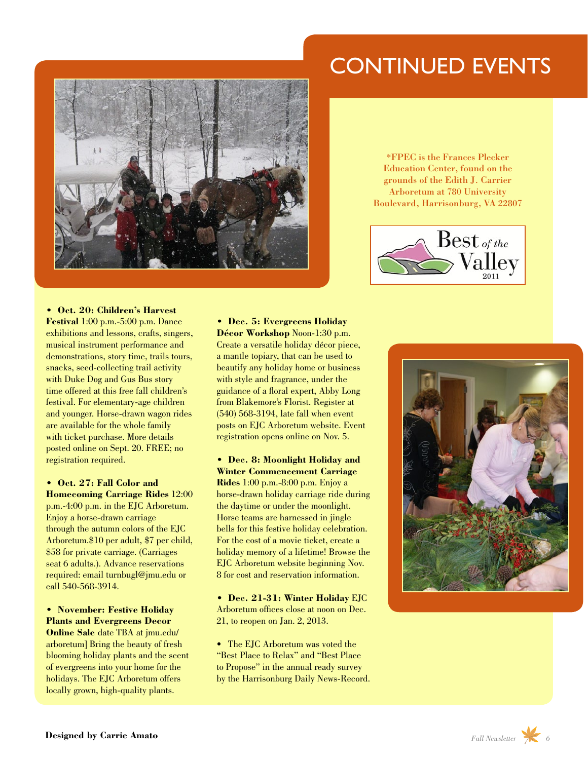# CONTINUED EVENTS

*FPEC is the Frances Plecker Education Center, found on the grounds of the Edith J. Carrier Arboretum at 780 University Boulevard, Harrisonburg, VA 22807

Best of the Valley 2011

- **Oct. 20: Children's Harvest Festival** 1:00 p.m.-5:00 p.m. Dance exhibitions and lessons, crafts, singers, musical instrument performance and demonstrations, story time, trails tours, snacks, seed-collecting trail activity with Duke Dog and Gus Bus story time offered at this free fall children's festival. For elementary-age children and younger. Horse-drawn wagon rides are available for the whole family with ticket purchase. More details posted online on Sept. 20. FREE; no registration required.

- **Oct. 27: Fall Color and Homecoming Carriage Rides** 12:00 p.m.-4:00 p.m. in the EJC Arboretum. Enjoy a horse-drawn carriage through the autumn colors of the EJC Arboretum.$10 per adult, $7 per child, $58 for private carriage. (Carriages seat 6 adults.). Advance reservations required: email turnbugl@jmu.edu or call 540-568-3914.

- **November: Festive Holiday Plants and Evergreens Decor Online Sale** date TBA at jmu.edu/arboretum] Bring the beauty of fresh blooming holiday plants and the scent of evergreens into your home for the holidays. The EJC Arboretum offers locally grown, high-quality plants.

- **Dec. 5: Evergreens Holiday Décor Workshop** Noon-1:30 p.m. Create a versatile holiday décor piece, a mantle topiary, that can be used to beautify any holiday home or business with style and fragrance, under the guidance of a floral expert, Abby Long from Blakemore's Florist. Register at (540) 568-3194, late fall when event posts on EJC Arboretum website. Event registration opens online on Nov. 5.

- **Dec. 8: Moonlight Holiday and Winter Commencement Carriage Rides** 1:00 p.m.-8:00 p.m. Enjoy a horse-drawn holiday carriage ride during the daytime or under the moonlight. Horse teams are harnessed in jingle bells for this festive holiday celebration. For the cost of a movie ticket, create a holiday memory of a lifetime! Browse the EJC Arboretum website beginning Nov. 8 for cost and reservation information.

- **Dec. 21-31: Winter Holiday** EJC Arboretum offices close at noon on Dec. 21, to reopen on Jan. 2, 2013.

- The EJC Arboretum was voted the "Best Place to Relax" and "Best Place to Propose" in the annual ready survey by the Harrisonburg Daily News-Record.

**Designed by Carrie Amato**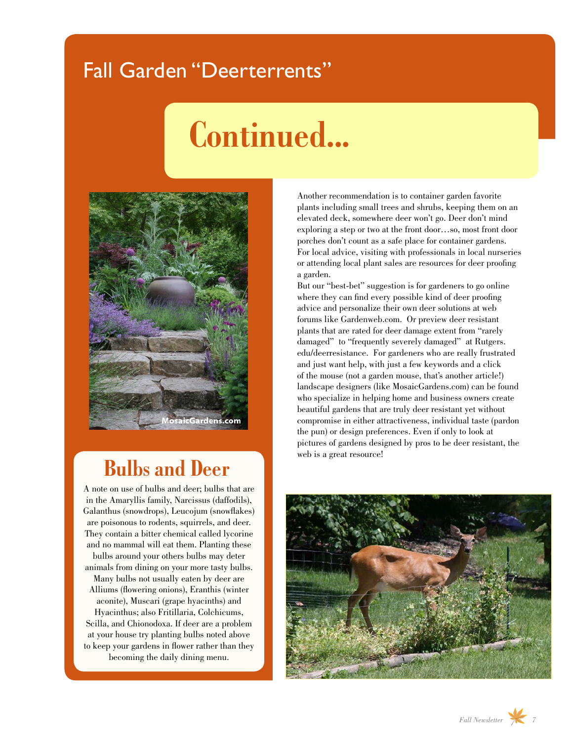# Fall Garden "Deerterrents"

## Continued...

Another recommendation is to container garden favorite plants including small trees and shrubs, keeping them on an elevated deck, somewhere deer won't go. Deer don't mind exploring a step or two at the front door…so, most front door porches don't count as a safe place for container gardens. For local advice, visiting with professionals in local nurseries or attending local plant sales are resources for deer proofing a garden.

But our "best-bet" suggestion is for gardeners to go online where they can find every possible kind of deer proofing advice and personalize their own deer solutions at web forums like Gardenweb.com. Or preview deer resistant plants that are rated for deer damage extent from "rarely damaged" to "frequently severely damaged" at Rutgers.edu/deerresistance. For gardeners who are really frustrated and just want help, with just a few keywords and a click of the mouse (not a garden mouse, that's another article!) landscape designers (like MosaicGardens.com) can be found who specialize in helping home and business owners create beautiful gardens that are truly deer resistant yet without compromise in either attractiveness, individual taste (pardon the pun) or design preferences. Even if only to look at pictures of gardens designed by pros to be deer resistant, the web is a great resource!

MosaicGardens.com

## Bulbs and Deer

A note on use of bulbs and deer; bulbs that are in the Amaryllis family, Narcissus (daffodils), Galanthus (snowdrops), Leucojum (snowflakes) are poisonous to rodents, squirrels, and deer. They contain a bitter chemical called lycorine and no mammal will eat them. Planting these bulbs around your others bulbs may deter animals from dining on your more tasty bulbs. Many bulbs not usually eaten by deer are Alliums (flowering onions), Eranthis (winter aconite), Muscari (grape hyacinths) and Hyacinthus; also Fritillaria, Colchicums, Scilla, and Chionodoxa. If deer are a problem at your house try planting bulbs noted above to keep your gardens in flower rather than they becoming the daily dining menu.